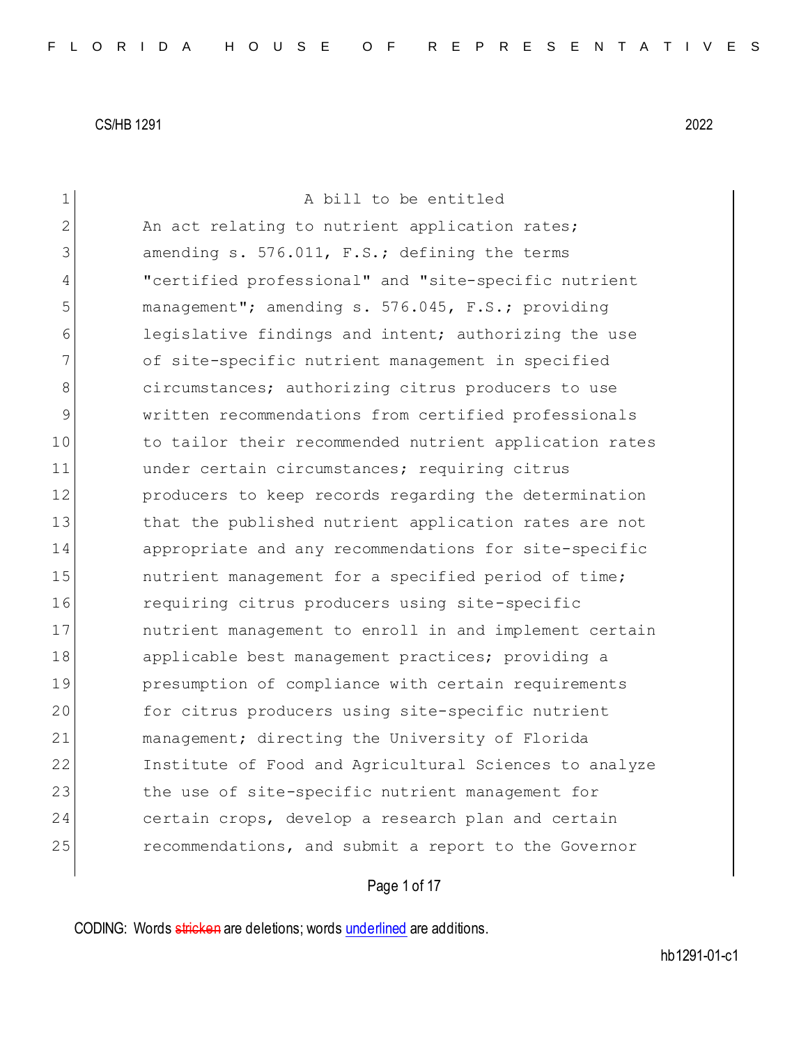CS/HB 1291 2022

A bill to be entitled

An act relating to nutrient application rates; amending s. 576.011, F.S.; defining the terms "certified professional" and "site-specific nutrient management"; amending s. 576.045, F.S.; providing legislative findings and intent; authorizing the use of site-specific nutrient management in specified circumstances; authorizing citrus producers to use written recommendations from certified professionals to tailor their recommended nutrient application rates under certain circumstances; requiring citrus producers to keep records regarding the determination that the published nutrient application rates are not appropriate and any recommendations for site-specific nutrient management for a specified period of time; requiring citrus producers using site-specific nutrient management to enroll in and implement certain applicable best management practices; providing a presumption of compliance with certain requirements for citrus producers using site-specific nutrient management; directing the University of Florida Institute of Food and Agricultural Sciences to analyze the use of site-specific nutrient management for certain crops, develop a research plan and certain recommendations, and submit a report to the Governor

CODING: Words ~~stricken~~ are deletions; words underlined are additions.

hb1291-01-c1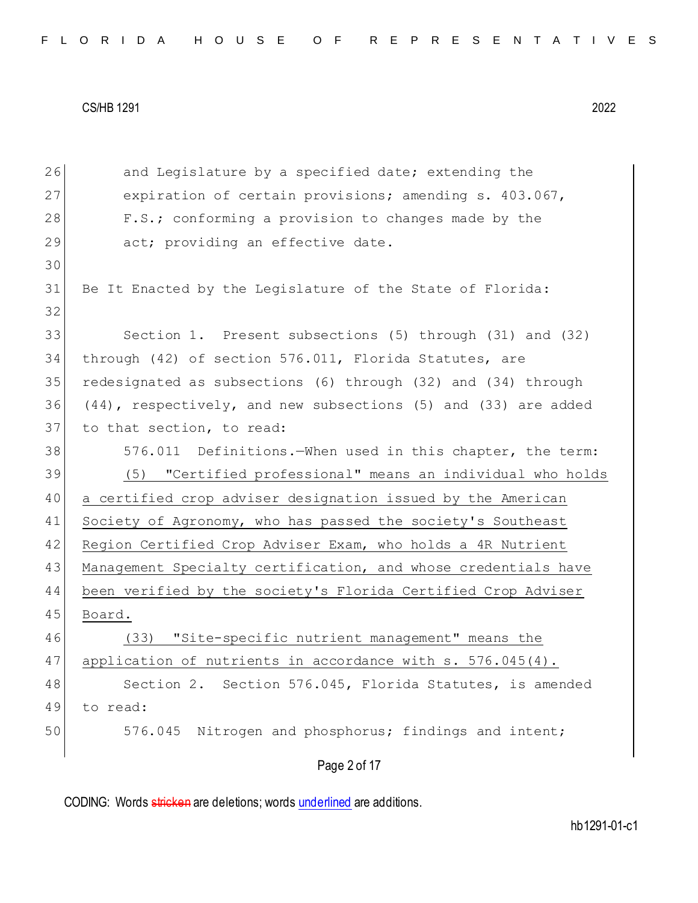and Legislature by a specified date; extending the expiration of certain provisions; amending s. 403.067, F.S.; conforming a provision to changes made by the act; providing an effective date.

Be It Enacted by the Legislature of the State of Florida:

Section 1. Present subsections (5) through (31) and (32) through (42) of section 576.011, Florida Statutes, are redesignated as subsections (6) through (32) and (34) through (44), respectively, and new subsections (5) and (33) are added to that section, to read:

576.011 Definitions.—When used in this chapter, the term:

(5) "Certified professional" means an individual who holds a certified crop adviser designation issued by the American Society of Agronomy, who has passed the society's Southeast Region Certified Crop Adviser Exam, who holds a 4R Nutrient Management Specialty certification, and whose credentials have been verified by the society's Florida Certified Crop Adviser Board.

(33) "Site-specific nutrient management" means the application of nutrients in accordance with s. 576.045(4).

Section 2. Section 576.045, Florida Statutes, is amended to read:

576.045 Nitrogen and phosphorus; findings and intent;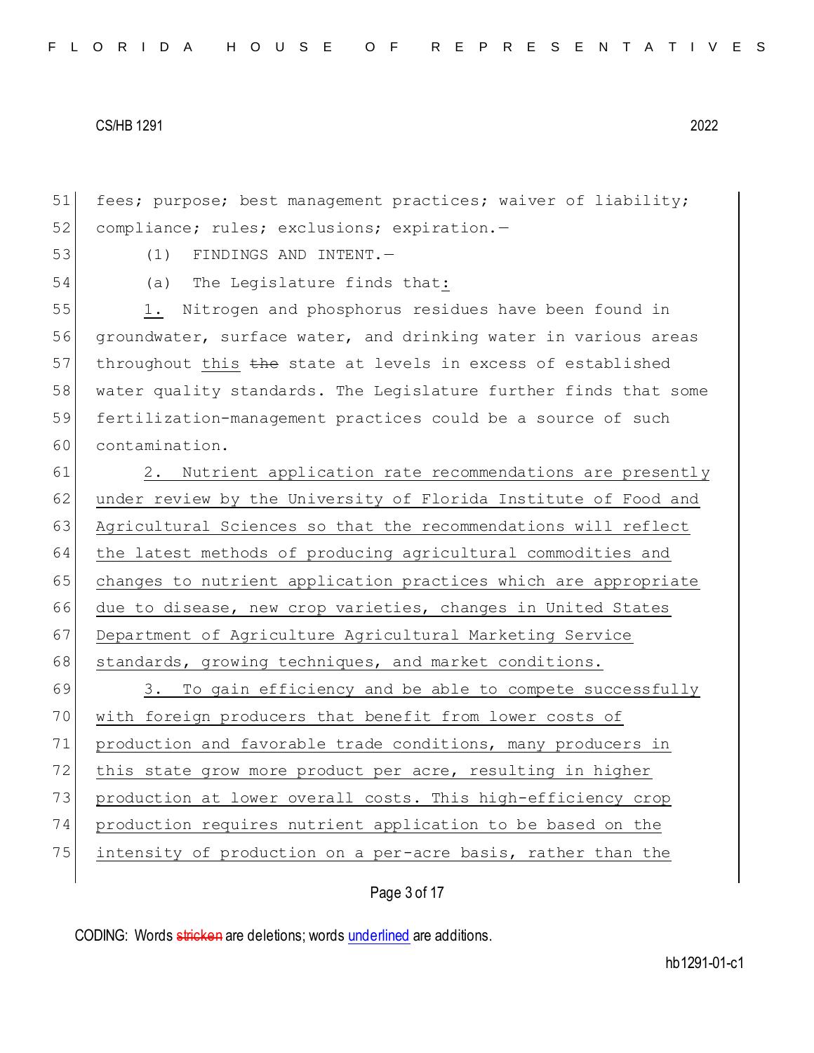fees; purpose; best management practices; waiver of liability; compliance; rules; exclusions; expiration.—

(1) FINDINGS AND INTENT.—

(a) The Legislature finds that:

1. Nitrogen and phosphorus residues have been found in groundwater, surface water, and drinking water in various areas throughout this ~~the~~ state at levels in excess of established water quality standards. The Legislature further finds that some fertilization-management practices could be a source of such contamination.

2. Nutrient application rate recommendations are presently under review by the University of Florida Institute of Food and Agricultural Sciences so that the recommendations will reflect the latest methods of producing agricultural commodities and changes to nutrient application practices which are appropriate due to disease, new crop varieties, changes in United States Department of Agriculture Agricultural Marketing Service standards, growing techniques, and market conditions.

3. To gain efficiency and be able to compete successfully with foreign producers that benefit from lower costs of production and favorable trade conditions, many producers in this state grow more product per acre, resulting in higher production at lower overall costs. This high-efficiency crop production requires nutrient application to be based on the intensity of production on a per-acre basis, rather than the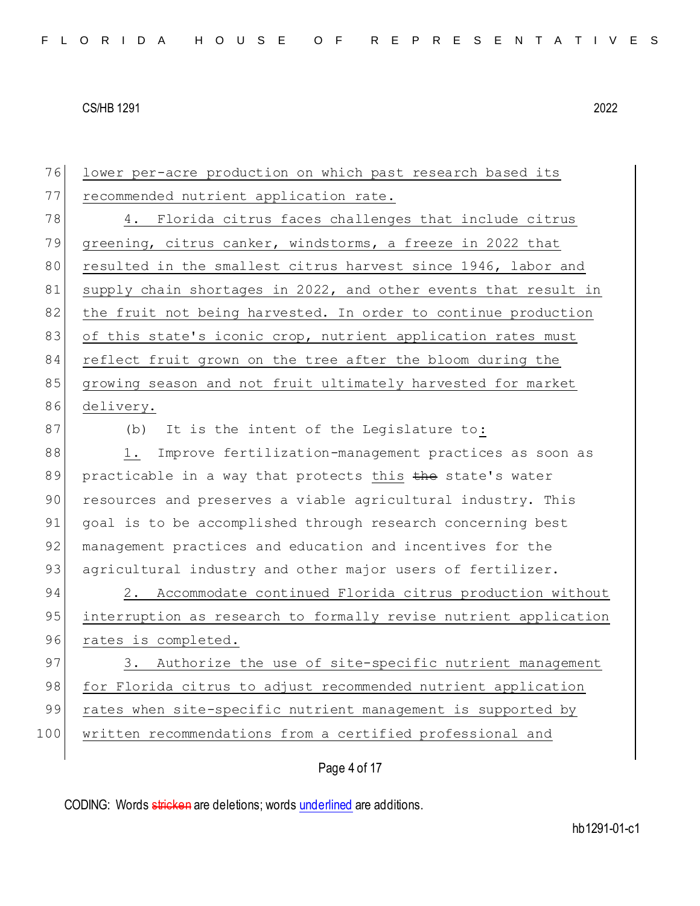lower per-acre production on which past research based its recommended nutrient application rate.

4. Florida citrus faces challenges that include citrus greening, citrus canker, windstorms, a freeze in 2022 that resulted in the smallest citrus harvest since 1946, labor and supply chain shortages in 2022, and other events that result in the fruit not being harvested. In order to continue production of this state's iconic crop, nutrient application rates must reflect fruit grown on the tree after the bloom during the growing season and not fruit ultimately harvested for market delivery.

(b) It is the intent of the Legislature to:

1. Improve fertilization-management practices as soon as practicable in a way that protects this ~~the~~ state's water resources and preserves a viable agricultural industry. This goal is to be accomplished through research concerning best management practices and education and incentives for the agricultural industry and other major users of fertilizer.

2. Accommodate continued Florida citrus production without interruption as research to formally revise nutrient application rates is completed.

3. Authorize the use of site-specific nutrient management for Florida citrus to adjust recommended nutrient application rates when site-specific nutrient management is supported by written recommendations from a certified professional and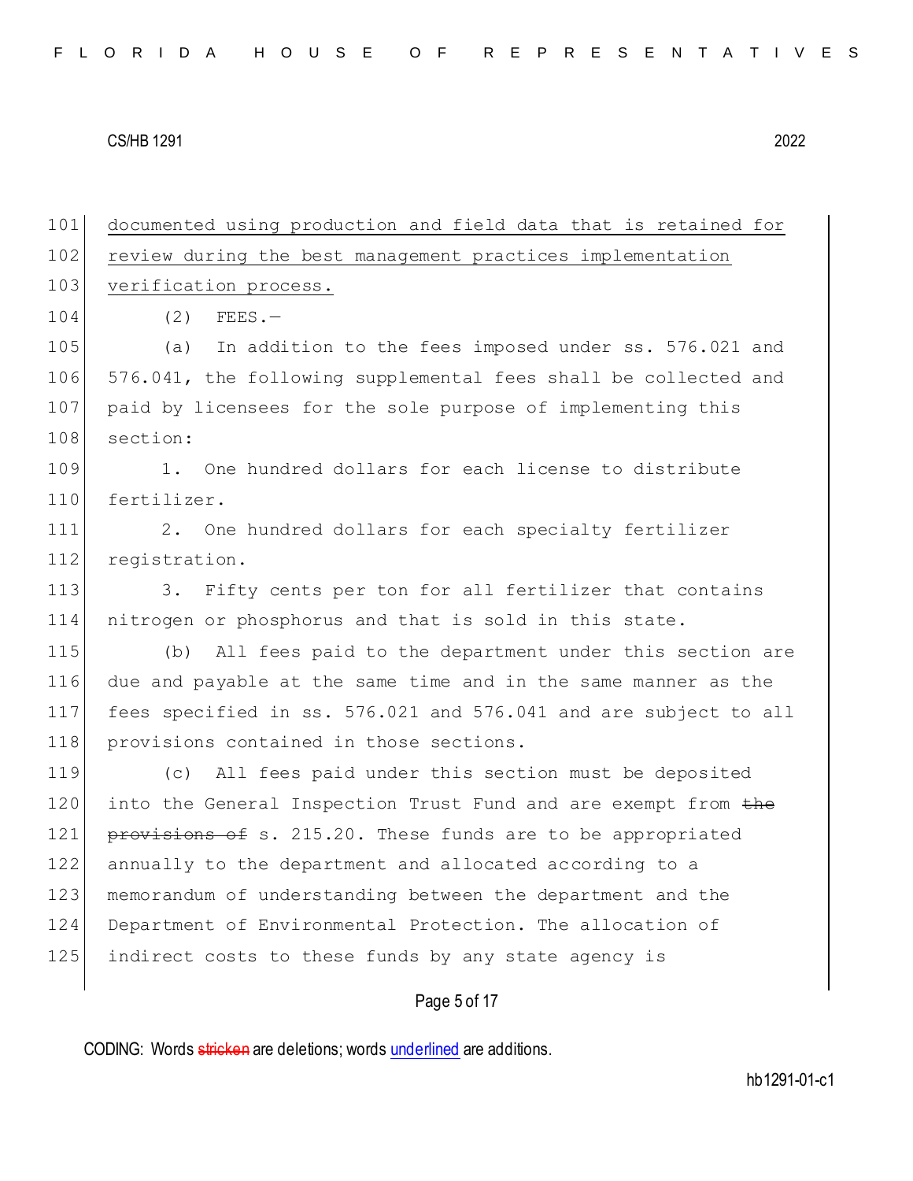documented using production and field data that is retained for review during the best management practices implementation verification process.

(2) FEES.—

(a) In addition to the fees imposed under ss. 576.021 and 576.041, the following supplemental fees shall be collected and paid by licensees for the sole purpose of implementing this section:

1. One hundred dollars for each license to distribute fertilizer.

2. One hundred dollars for each specialty fertilizer registration.

3. Fifty cents per ton for all fertilizer that contains nitrogen or phosphorus and that is sold in this state.

(b) All fees paid to the department under this section are due and payable at the same time and in the same manner as the fees specified in ss. 576.021 and 576.041 and are subject to all provisions contained in those sections.

(c) All fees paid under this section must be deposited into the General Inspection Trust Fund and are exempt from ~~the provisions of~~ s. 215.20. These funds are to be appropriated annually to the department and allocated according to a memorandum of understanding between the department and the Department of Environmental Protection. The allocation of indirect costs to these funds by any state agency is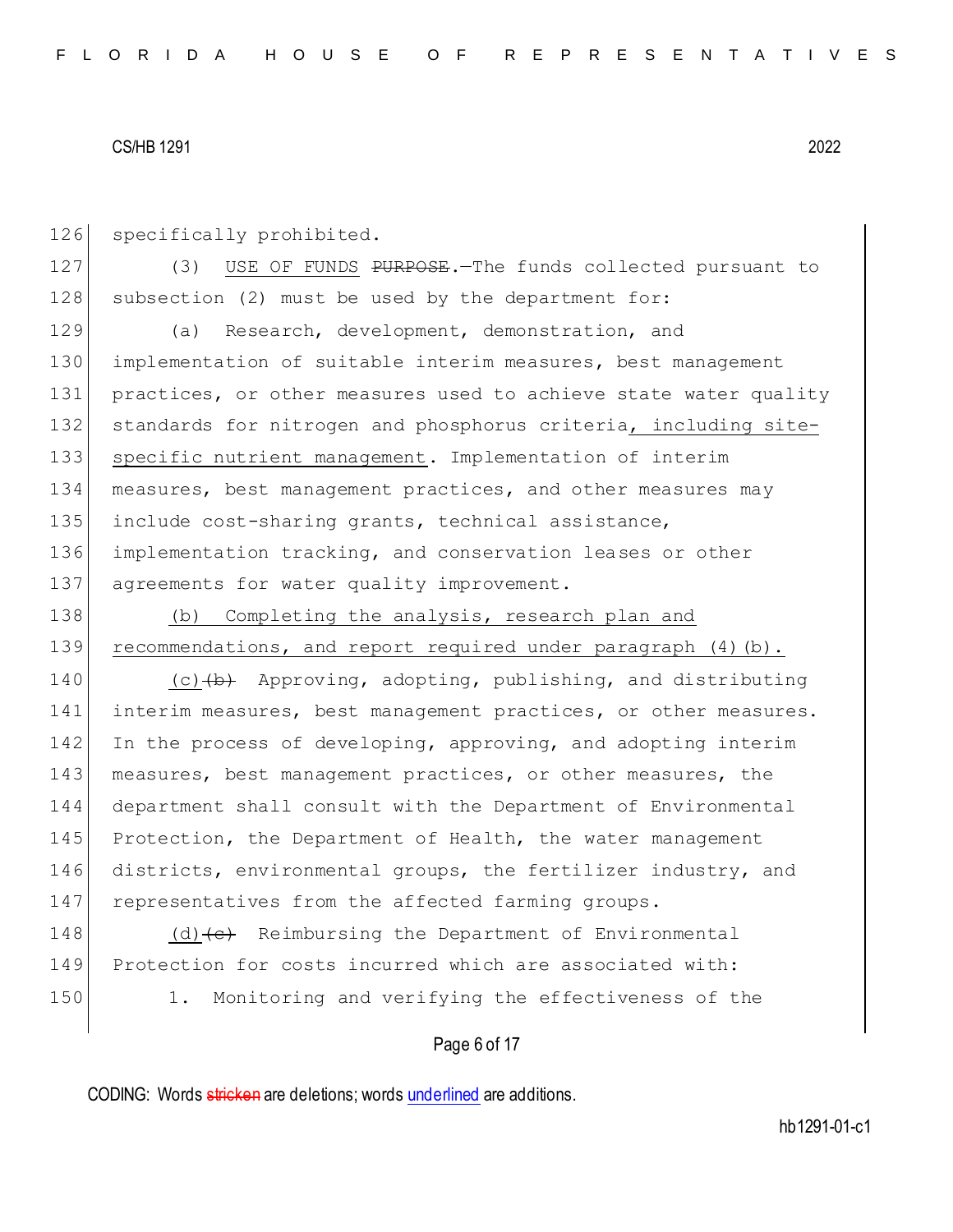specifically prohibited.

(3) USE OF FUNDS ~~PURPOSE~~.—The funds collected pursuant to subsection (2) must be used by the department for:

(a) Research, development, demonstration, and implementation of suitable interim measures, best management practices, or other measures used to achieve state water quality standards for nitrogen and phosphorus criteria, including site-specific nutrient management. Implementation of interim measures, best management practices, and other measures may include cost-sharing grants, technical assistance, implementation tracking, and conservation leases or other agreements for water quality improvement.

(b) Completing the analysis, research plan and recommendations, and report required under paragraph (4)(b).

(c)~~(b)~~ Approving, adopting, publishing, and distributing interim measures, best management practices, or other measures. In the process of developing, approving, and adopting interim measures, best management practices, or other measures, the department shall consult with the Department of Environmental Protection, the Department of Health, the water management districts, environmental groups, the fertilizer industry, and representatives from the affected farming groups.

(d)~~(c)~~ Reimbursing the Department of Environmental Protection for costs incurred which are associated with:

1. Monitoring and verifying the effectiveness of the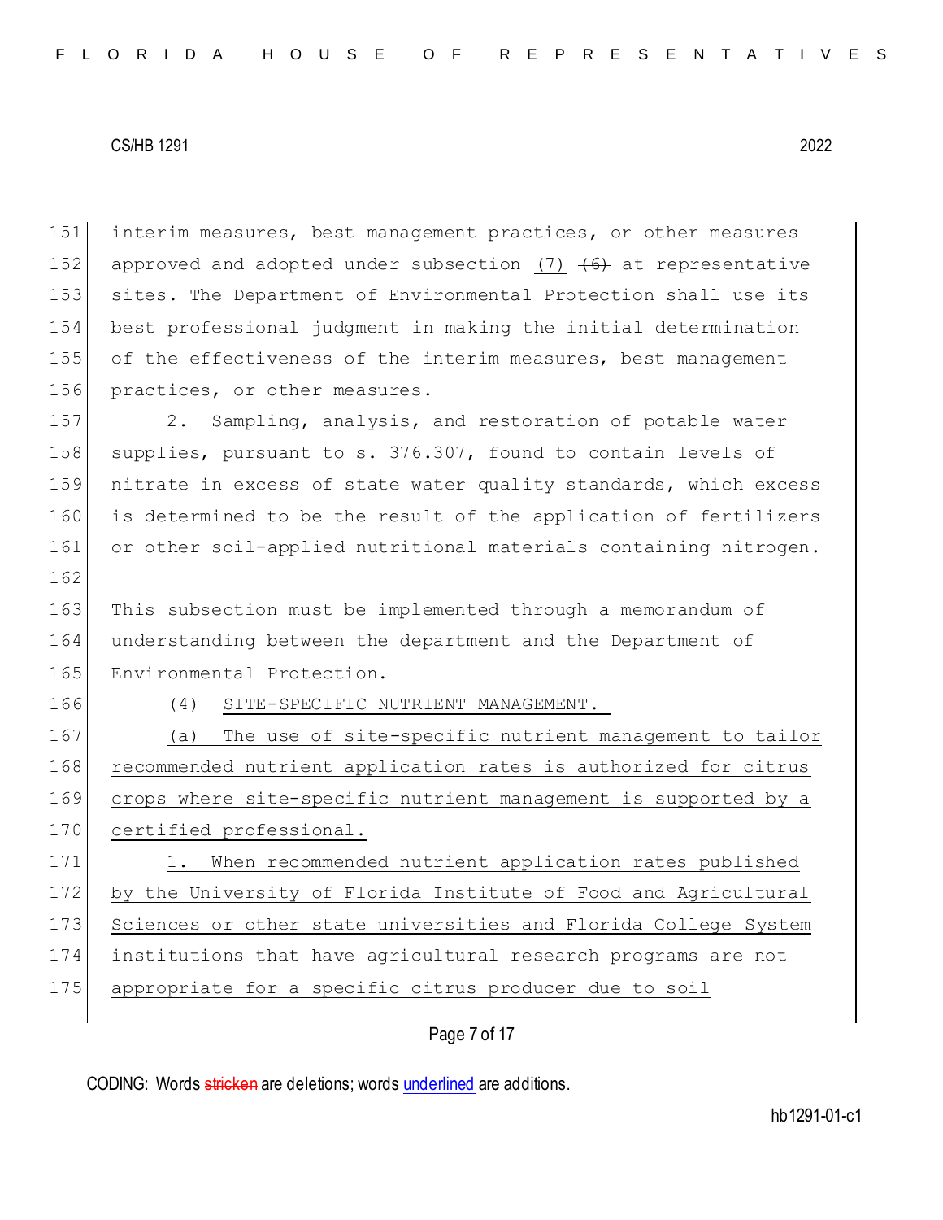interim measures, best management practices, or other measures approved and adopted under subsection (7) ~~(6)~~ at representative sites. The Department of Environmental Protection shall use its best professional judgment in making the initial determination of the effectiveness of the interim measures, best management practices, or other measures.

2. Sampling, analysis, and restoration of potable water supplies, pursuant to s. 376.307, found to contain levels of nitrate in excess of state water quality standards, which excess is determined to be the result of the application of fertilizers or other soil-applied nutritional materials containing nitrogen.

This subsection must be implemented through a memorandum of understanding between the department and the Department of Environmental Protection.

(4) <u>SITE-SPECIFIC NUTRIENT MANAGEMENT.—</u>

<u>(a) The use of site-specific nutrient management to tailor recommended nutrient application rates is authorized for citrus crops where site-specific nutrient management is supported by a certified professional.</u>

<u>1. When recommended nutrient application rates published by the University of Florida Institute of Food and Agricultural Sciences or other state universities and Florida College System institutions that have agricultural research programs are not appropriate for a specific citrus producer due to soil</u>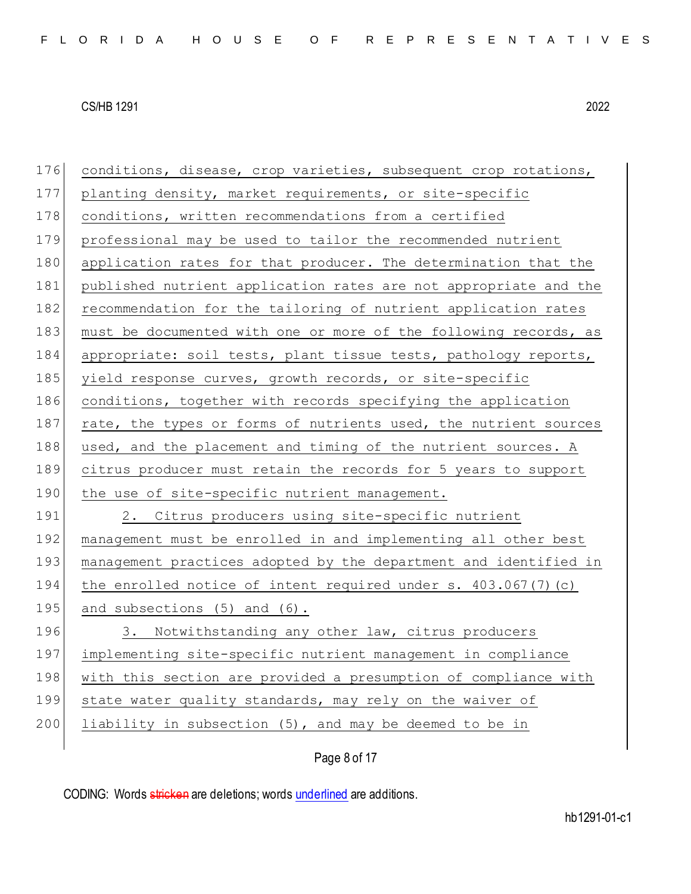conditions, disease, crop varieties, subsequent crop rotations, planting density, market requirements, or site-specific conditions, written recommendations from a certified professional may be used to tailor the recommended nutrient application rates for that producer. The determination that the published nutrient application rates are not appropriate and the recommendation for the tailoring of nutrient application rates must be documented with one or more of the following records, as appropriate: soil tests, plant tissue tests, pathology reports, yield response curves, growth records, or site-specific conditions, together with records specifying the application rate, the types or forms of nutrients used, the nutrient sources used, and the placement and timing of the nutrient sources. A citrus producer must retain the records for 5 years to support the use of site-specific nutrient management.

2. Citrus producers using site-specific nutrient management must be enrolled in and implementing all other best management practices adopted by the department and identified in the enrolled notice of intent required under s. 403.067(7)(c) and subsections (5) and (6).

3. Notwithstanding any other law, citrus producers implementing site-specific nutrient management in compliance with this section are provided a presumption of compliance with state water quality standards, may rely on the waiver of liability in subsection (5), and may be deemed to be in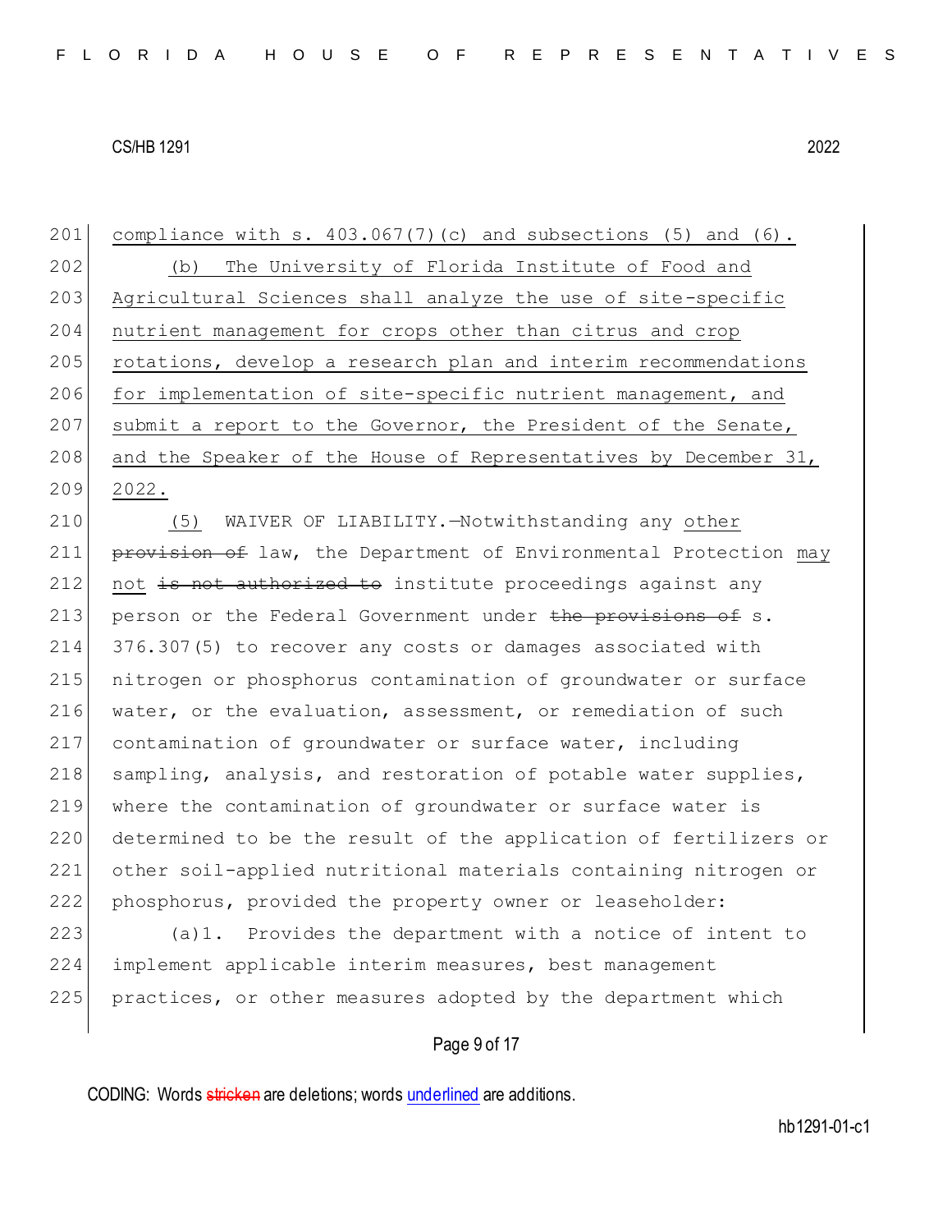compliance with s. 403.067(7)(c) and subsections (5) and (6).

(b) The University of Florida Institute of Food and Agricultural Sciences shall analyze the use of site-specific nutrient management for crops other than citrus and crop rotations, develop a research plan and interim recommendations for implementation of site-specific nutrient management, and submit a report to the Governor, the President of the Senate, and the Speaker of the House of Representatives by December 31, 2022.

(5) WAIVER OF LIABILITY.—Notwithstanding any other ~~provision of~~ law, the Department of Environmental Protection may not ~~is not authorized to~~ institute proceedings against any person or the Federal Government under ~~the provisions of~~ s. 376.307(5) to recover any costs or damages associated with nitrogen or phosphorus contamination of groundwater or surface water, or the evaluation, assessment, or remediation of such contamination of groundwater or surface water, including sampling, analysis, and restoration of potable water supplies, where the contamination of groundwater or surface water is determined to be the result of the application of fertilizers or other soil-applied nutritional materials containing nitrogen or phosphorus, provided the property owner or leaseholder:

(a)1. Provides the department with a notice of intent to implement applicable interim measures, best management practices, or other measures adopted by the department which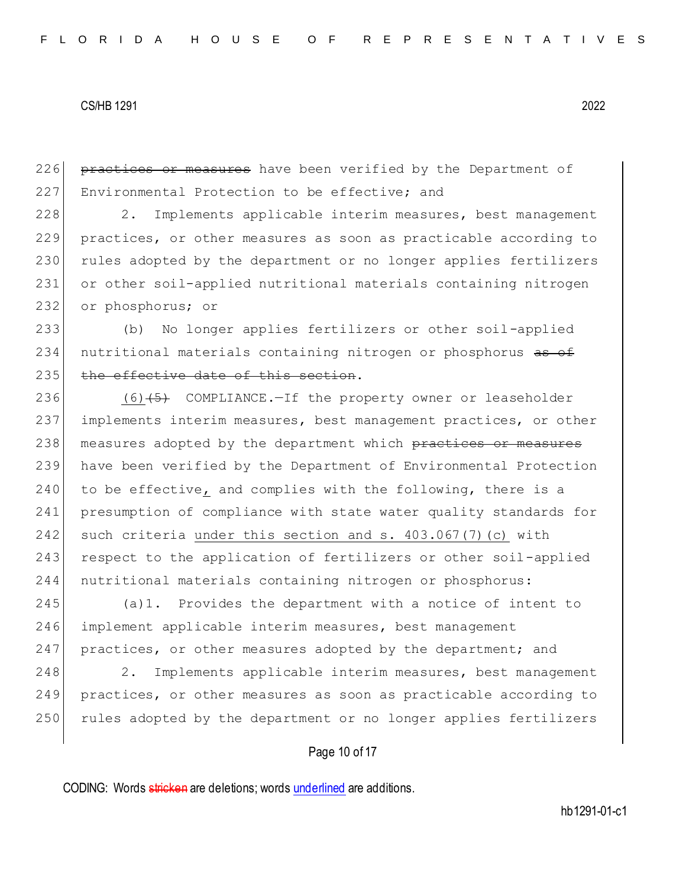226 ~~practices or measures~~ have been verified by the Department of
227 Environmental Protection to be effective; and

228 2. Implements applicable interim measures, best management
229 practices, or other measures as soon as practicable according to
230 rules adopted by the department or no longer applies fertilizers
231 or other soil-applied nutritional materials containing nitrogen
232 or phosphorus; or

233 (b) No longer applies fertilizers or other soil-applied
234 nutritional materials containing nitrogen or phosphorus ~~as of~~
235 ~~the effective date of this section~~.

236 <u>(6)</u>~~(5)~~ COMPLIANCE.—If the property owner or leaseholder
237 implements interim measures, best management practices, or other
238 measures adopted by the department which ~~practices or measures~~
239 have been verified by the Department of Environmental Protection
240 to be effective<u>,</u> and complies with the following, there is a
241 presumption of compliance with state water quality standards for
242 such criteria <u>under this section and s. 403.067(7)(c)</u> with
243 respect to the application of fertilizers or other soil-applied
244 nutritional materials containing nitrogen or phosphorus:

245 (a)1. Provides the department with a notice of intent to
246 implement applicable interim measures, best management
247 practices, or other measures adopted by the department; and

248 2. Implements applicable interim measures, best management
249 practices, or other measures as soon as practicable according to
250 rules adopted by the department or no longer applies fertilizers

CODING: Words ~~stricken~~ are deletions; words <u>underlined</u> are additions.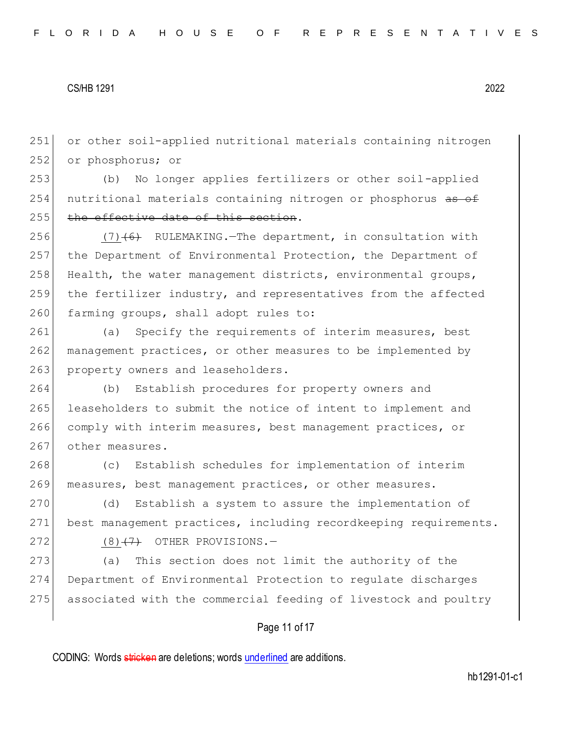251 or other soil-applied nutritional materials containing nitrogen
252 or phosphorus; or

253 (b) No longer applies fertilizers or other soil-applied
254 nutritional materials containing nitrogen or phosphorus ~~as of~~
255 ~~the effective date of this section~~.

256 <u>(7)</u>~~(6)~~ RULEMAKING.—The department, in consultation with
257 the Department of Environmental Protection, the Department of
258 Health, the water management districts, environmental groups,
259 the fertilizer industry, and representatives from the affected
260 farming groups, shall adopt rules to:

261 (a) Specify the requirements of interim measures, best
262 management practices, or other measures to be implemented by
263 property owners and leaseholders.

264 (b) Establish procedures for property owners and
265 leaseholders to submit the notice of intent to implement and
266 comply with interim measures, best management practices, or
267 other measures.

268 (c) Establish schedules for implementation of interim
269 measures, best management practices, or other measures.

270 (d) Establish a system to assure the implementation of
271 best management practices, including recordkeeping requirements.

272 <u>(8)</u>~~(7)~~ OTHER PROVISIONS.—

273 (a) This section does not limit the authority of the
274 Department of Environmental Protection to regulate discharges
275 associated with the commercial feeding of livestock and poultry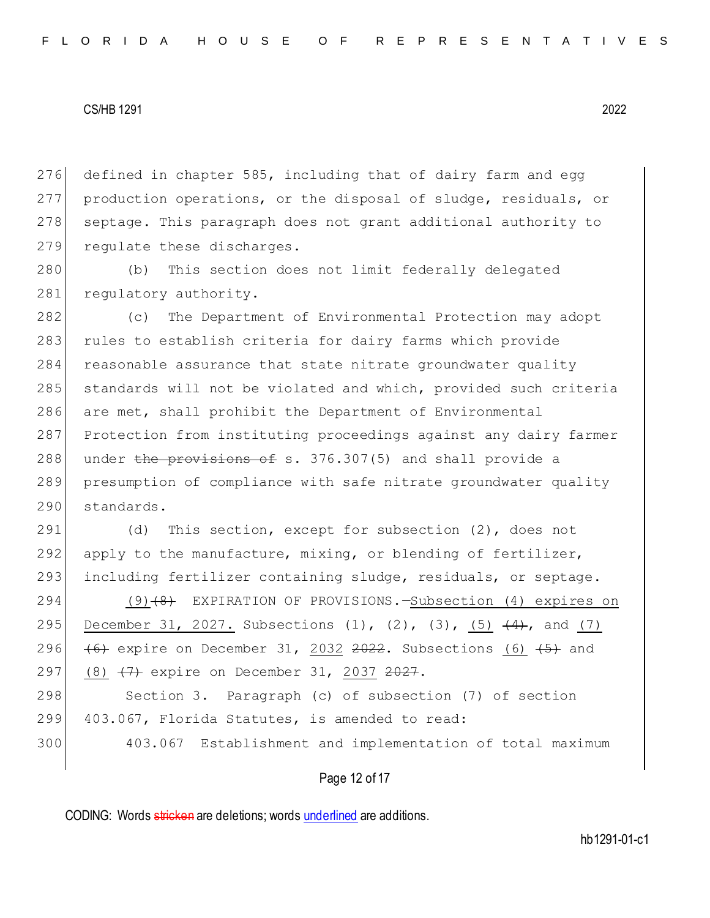defined in chapter 585, including that of dairy farm and egg production operations, or the disposal of sludge, residuals, or septage. This paragraph does not grant additional authority to regulate these discharges.

(b) This section does not limit federally delegated regulatory authority.

(c) The Department of Environmental Protection may adopt rules to establish criteria for dairy farms which provide reasonable assurance that state nitrate groundwater quality standards will not be violated and which, provided such criteria are met, shall prohibit the Department of Environmental Protection from instituting proceedings against any dairy farmer under ~~the provisions of~~ s. 376.307(5) and shall provide a presumption of compliance with safe nitrate groundwater quality standards.

(d) This section, except for subsection (2), does not apply to the manufacture, mixing, or blending of fertilizer, including fertilizer containing sludge, residuals, or septage.

(9)~~(8)~~ EXPIRATION OF PROVISIONS.—Subsection (4) expires on December 31, 2027. Subsections (1), (2), (3), (5) ~~(4)~~, and (7) ~~(6)~~ expire on December 31, 2032 ~~2022~~. Subsections (6) ~~(5)~~ and (8) ~~(7)~~ expire on December 31, 2037 ~~2027~~.

Section 3. Paragraph (c) of subsection (7) of section 403.067, Florida Statutes, is amended to read:

403.067 Establishment and implementation of total maximum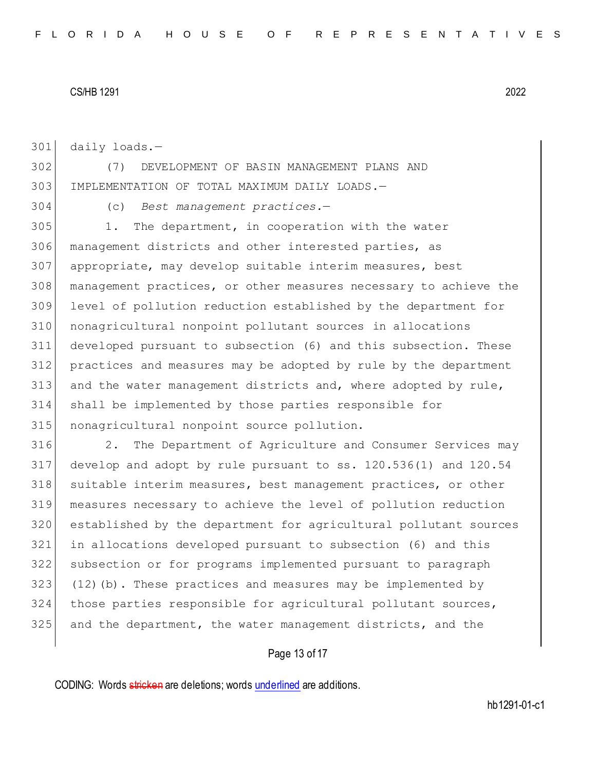daily loads.—

(7) DEVELOPMENT OF BASIN MANAGEMENT PLANS AND IMPLEMENTATION OF TOTAL MAXIMUM DAILY LOADS.—

(c) *Best management practices.*—

1. The department, in cooperation with the water management districts and other interested parties, as appropriate, may develop suitable interim measures, best management practices, or other measures necessary to achieve the level of pollution reduction established by the department for nonagricultural nonpoint pollutant sources in allocations developed pursuant to subsection (6) and this subsection. These practices and measures may be adopted by rule by the department and the water management districts and, where adopted by rule, shall be implemented by those parties responsible for nonagricultural nonpoint source pollution.

2. The Department of Agriculture and Consumer Services may develop and adopt by rule pursuant to ss. 120.536(1) and 120.54 suitable interim measures, best management practices, or other measures necessary to achieve the level of pollution reduction established by the department for agricultural pollutant sources in allocations developed pursuant to subsection (6) and this subsection or for programs implemented pursuant to paragraph (12)(b). These practices and measures may be implemented by those parties responsible for agricultural pollutant sources, and the department, the water management districts, and the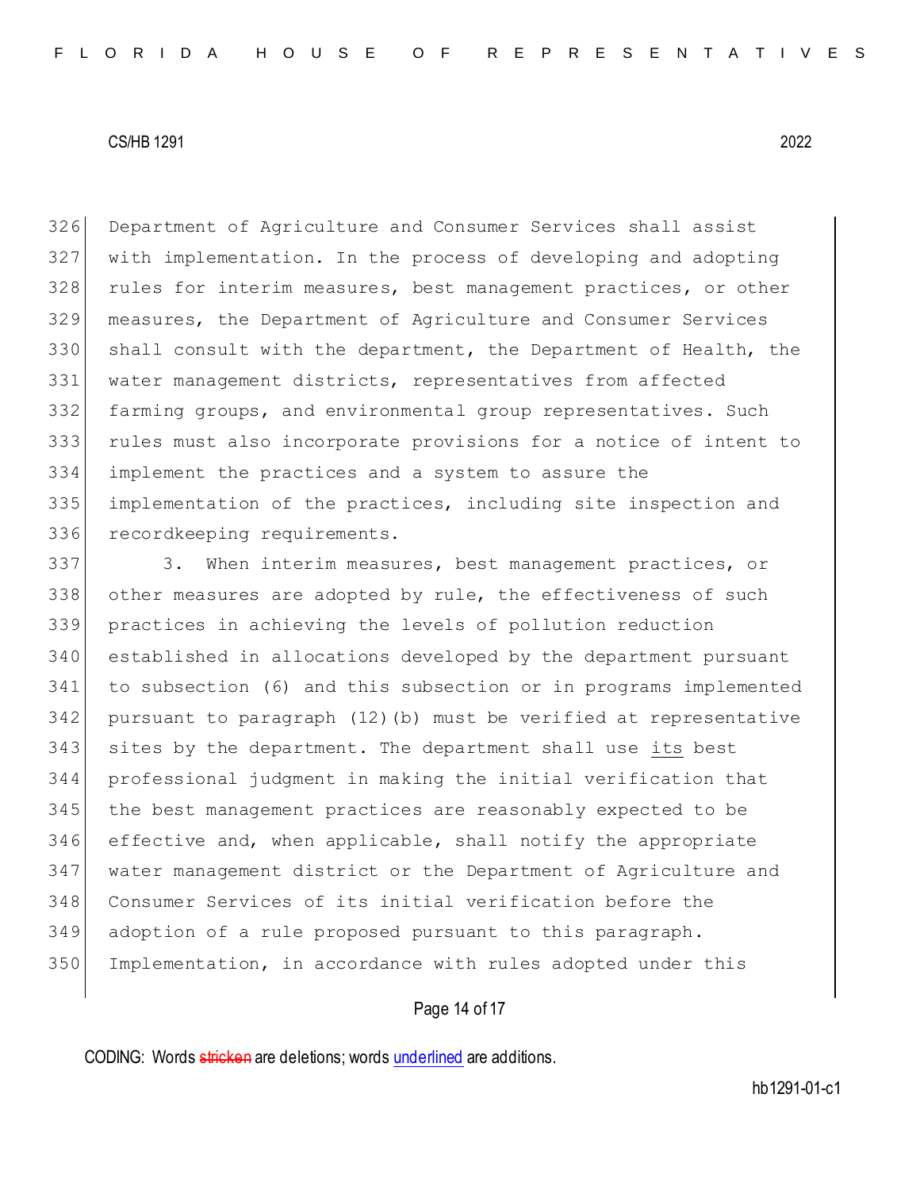Department of Agriculture and Consumer Services shall assist with implementation. In the process of developing and adopting rules for interim measures, best management practices, or other measures, the Department of Agriculture and Consumer Services shall consult with the department, the Department of Health, the water management districts, representatives from affected farming groups, and environmental group representatives. Such rules must also incorporate provisions for a notice of intent to implement the practices and a system to assure the implementation of the practices, including site inspection and recordkeeping requirements.

3. When interim measures, best management practices, or other measures are adopted by rule, the effectiveness of such practices in achieving the levels of pollution reduction established in allocations developed by the department pursuant to subsection (6) and this subsection or in programs implemented pursuant to paragraph (12)(b) must be verified at representative sites by the department. The department shall use <u>its</u> best professional judgment in making the initial verification that the best management practices are reasonably expected to be effective and, when applicable, shall notify the appropriate water management district or the Department of Agriculture and Consumer Services of its initial verification before the adoption of a rule proposed pursuant to this paragraph. Implementation, in accordance with rules adopted under this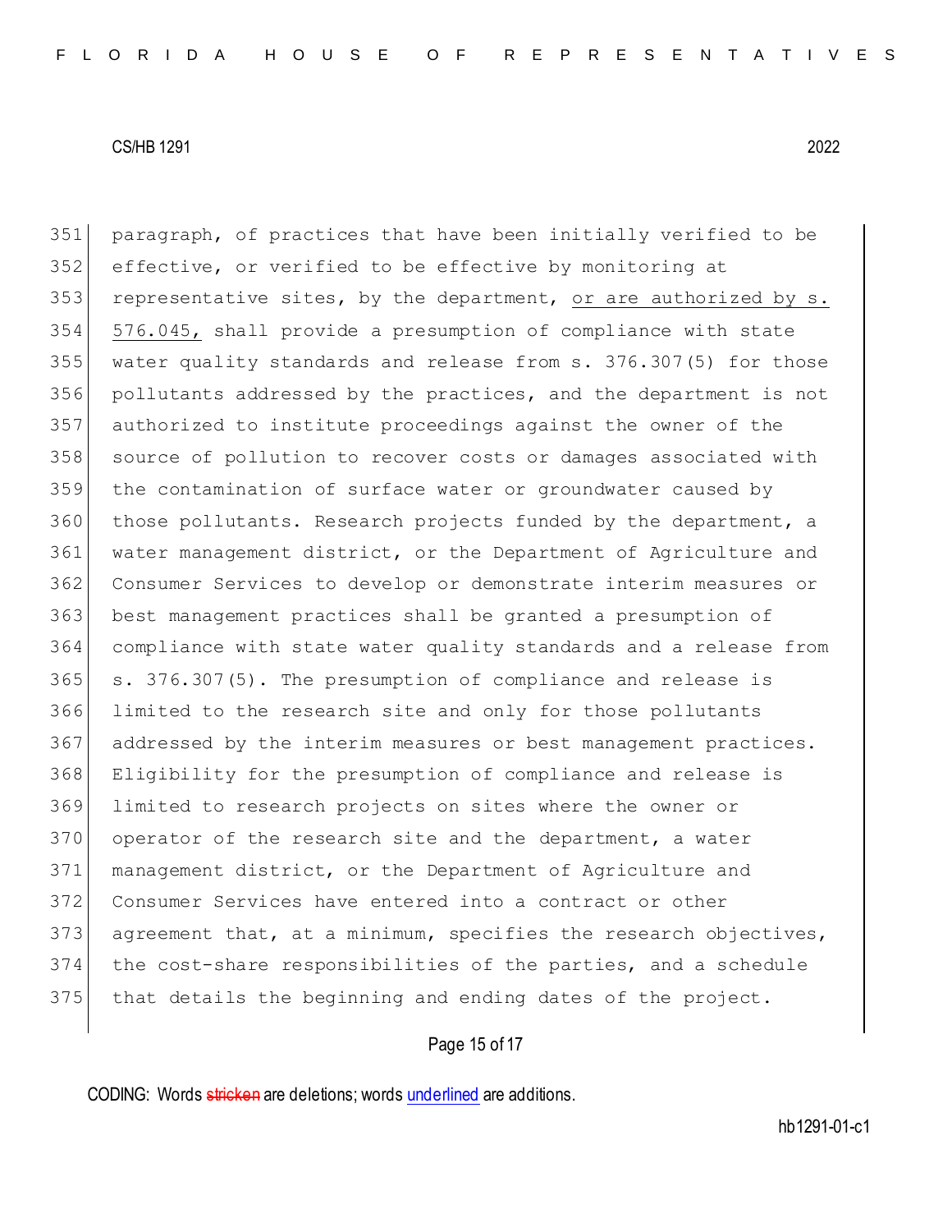351 paragraph, of practices that have been initially verified to be
352 effective, or verified to be effective by monitoring at
353 representative sites, by the department, <u>or are authorized by s.</u>
354 <u>576.045,</u> shall provide a presumption of compliance with state
355 water quality standards and release from s. 376.307(5) for those
356 pollutants addressed by the practices, and the department is not
357 authorized to institute proceedings against the owner of the
358 source of pollution to recover costs or damages associated with
359 the contamination of surface water or groundwater caused by
360 those pollutants. Research projects funded by the department, a
361 water management district, or the Department of Agriculture and
362 Consumer Services to develop or demonstrate interim measures or
363 best management practices shall be granted a presumption of
364 compliance with state water quality standards and a release from
365 s. 376.307(5). The presumption of compliance and release is
366 limited to the research site and only for those pollutants
367 addressed by the interim measures or best management practices.
368 Eligibility for the presumption of compliance and release is
369 limited to research projects on sites where the owner or
370 operator of the research site and the department, a water
371 management district, or the Department of Agriculture and
372 Consumer Services have entered into a contract or other
373 agreement that, at a minimum, specifies the research objectives,
374 the cost-share responsibilities of the parties, and a schedule
375 that details the beginning and ending dates of the project.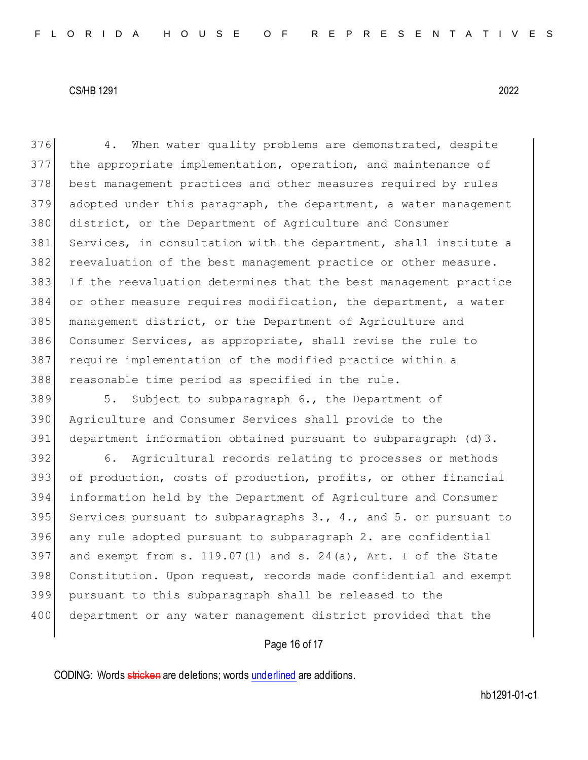4. When water quality problems are demonstrated, despite the appropriate implementation, operation, and maintenance of best management practices and other measures required by rules adopted under this paragraph, the department, a water management district, or the Department of Agriculture and Consumer Services, in consultation with the department, shall institute a reevaluation of the best management practice or other measure. If the reevaluation determines that the best management practice or other measure requires modification, the department, a water management district, or the Department of Agriculture and Consumer Services, as appropriate, shall revise the rule to require implementation of the modified practice within a reasonable time period as specified in the rule.

5. Subject to subparagraph 6., the Department of Agriculture and Consumer Services shall provide to the department information obtained pursuant to subparagraph (d)3.

6. Agricultural records relating to processes or methods of production, costs of production, profits, or other financial information held by the Department of Agriculture and Consumer Services pursuant to subparagraphs 3., 4., and 5. or pursuant to any rule adopted pursuant to subparagraph 2. are confidential and exempt from s. 119.07(1) and s. 24(a), Art. I of the State Constitution. Upon request, records made confidential and exempt pursuant to this subparagraph shall be released to the department or any water management district provided that the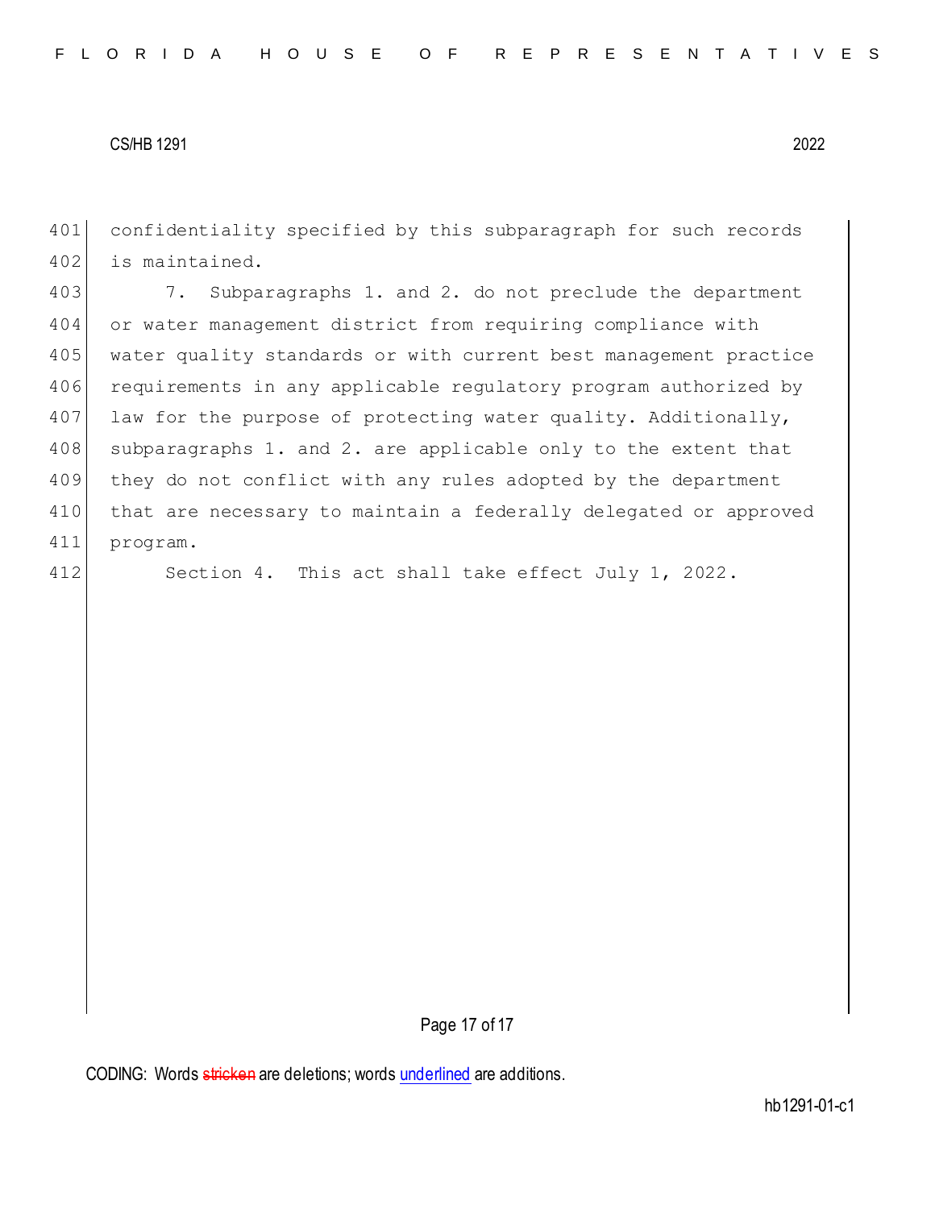confidentiality specified by this subparagraph for such records is maintained.

7. Subparagraphs 1. and 2. do not preclude the department or water management district from requiring compliance with water quality standards or with current best management practice requirements in any applicable regulatory program authorized by law for the purpose of protecting water quality. Additionally, subparagraphs 1. and 2. are applicable only to the extent that they do not conflict with any rules adopted by the department that are necessary to maintain a federally delegated or approved program.

Section 4. This act shall take effect July 1, 2022.